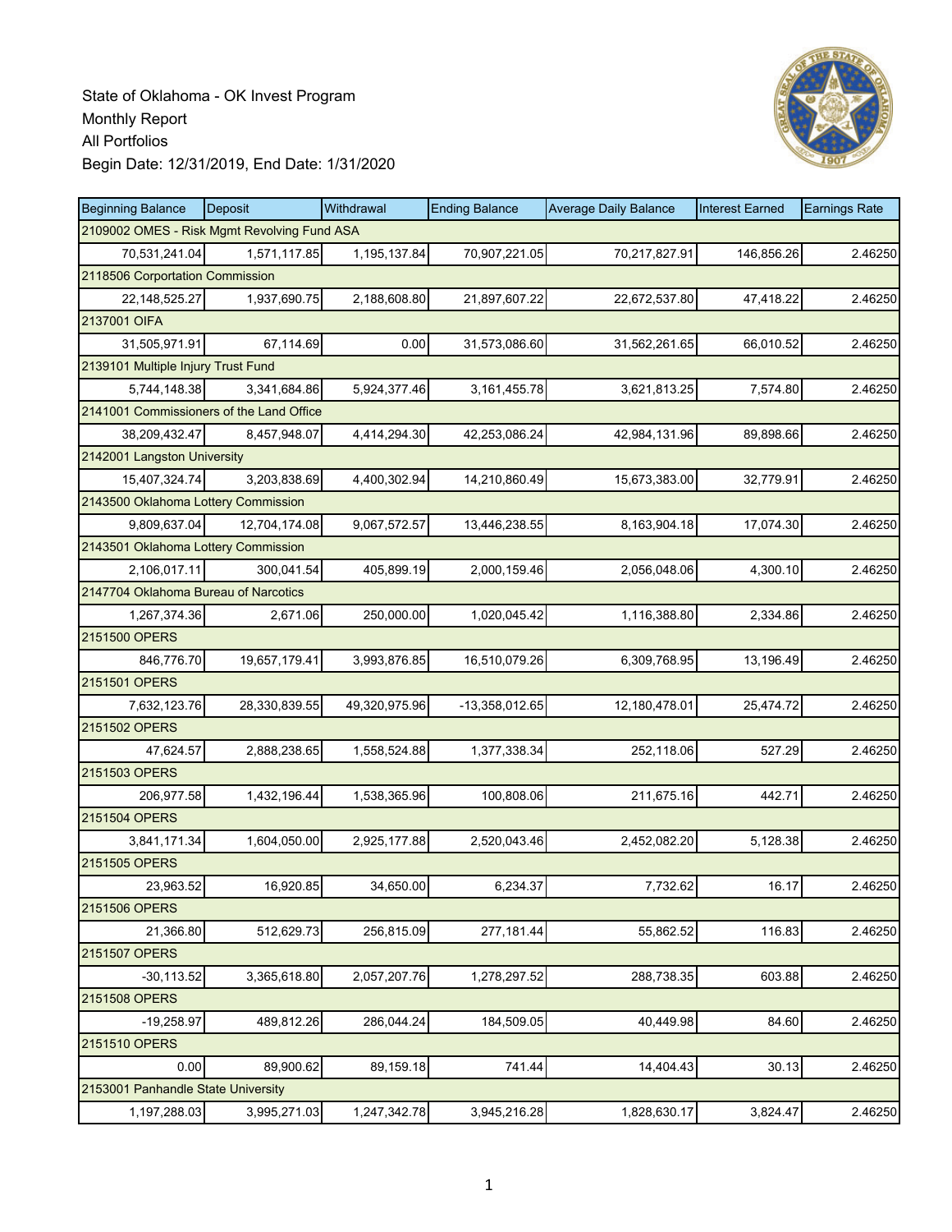State of Oklahoma - OK Invest Program
Monthly Report
All Portfolios
Begin Date: 12/31/2019, End Date: 1/31/2020

| Beginning Balance | Deposit | Withdrawal | Ending Balance | Average Daily Balance | Interest Earned | Earnings Rate |
|---|---|---|---|---|---|---|
| 2109002 OMES - Risk Mgmt Revolving Fund ASA | | | | | | |
| 70,531,241.04 | 1,571,117.85 | 1,195,137.84 | 70,907,221.05 | 70,217,827.91 | 146,856.26 | 2.46250 |
| 2118506 Corportation Commission | | | | | | |
| 22,148,525.27 | 1,937,690.75 | 2,188,608.80 | 21,897,607.22 | 22,672,537.80 | 47,418.22 | 2.46250 |
| 2137001 OIFA | | | | | | |
| 31,505,971.91 | 67,114.69 | 0.00 | 31,573,086.60 | 31,562,261.65 | 66,010.52 | 2.46250 |
| 2139101 Multiple Injury Trust Fund | | | | | | |
| 5,744,148.38 | 3,341,684.86 | 5,924,377.46 | 3,161,455.78 | 3,621,813.25 | 7,574.80 | 2.46250 |
| 2141001 Commissioners of the Land Office | | | | | | |
| 38,209,432.47 | 8,457,948.07 | 4,414,294.30 | 42,253,086.24 | 42,984,131.96 | 89,898.66 | 2.46250 |
| 2142001 Langston University | | | | | | |
| 15,407,324.74 | 3,203,838.69 | 4,400,302.94 | 14,210,860.49 | 15,673,383.00 | 32,779.91 | 2.46250 |
| 2143500 Oklahoma Lottery Commission | | | | | | |
| 9,809,637.04 | 12,704,174.08 | 9,067,572.57 | 13,446,238.55 | 8,163,904.18 | 17,074.30 | 2.46250 |
| 2143501 Oklahoma Lottery Commission | | | | | | |
| 2,106,017.11 | 300,041.54 | 405,899.19 | 2,000,159.46 | 2,056,048.06 | 4,300.10 | 2.46250 |
| 2147704 Oklahoma Bureau of Narcotics | | | | | | |
| 1,267,374.36 | 2,671.06 | 250,000.00 | 1,020,045.42 | 1,116,388.80 | 2,334.86 | 2.46250 |
| 2151500 OPERS | | | | | | |
| 846,776.70 | 19,657,179.41 | 3,993,876.85 | 16,510,079.26 | 6,309,768.95 | 13,196.49 | 2.46250 |
| 2151501 OPERS | | | | | | |
| 7,632,123.76 | 28,330,839.55 | 49,320,975.96 | -13,358,012.65 | 12,180,478.01 | 25,474.72 | 2.46250 |
| 2151502 OPERS | | | | | | |
| 47,624.57 | 2,888,238.65 | 1,558,524.88 | 1,377,338.34 | 252,118.06 | 527.29 | 2.46250 |
| 2151503 OPERS | | | | | | |
| 206,977.58 | 1,432,196.44 | 1,538,365.96 | 100,808.06 | 211,675.16 | 442.71 | 2.46250 |
| 2151504 OPERS | | | | | | |
| 3,841,171.34 | 1,604,050.00 | 2,925,177.88 | 2,520,043.46 | 2,452,082.20 | 5,128.38 | 2.46250 |
| 2151505 OPERS | | | | | | |
| 23,963.52 | 16,920.85 | 34,650.00 | 6,234.37 | 7,732.62 | 16.17 | 2.46250 |
| 2151506 OPERS | | | | | | |
| 21,366.80 | 512,629.73 | 256,815.09 | 277,181.44 | 55,862.52 | 116.83 | 2.46250 |
| 2151507 OPERS | | | | | | |
| -30,113.52 | 3,365,618.80 | 2,057,207.76 | 1,278,297.52 | 288,738.35 | 603.88 | 2.46250 |
| 2151508 OPERS | | | | | | |
| -19,258.97 | 489,812.26 | 286,044.24 | 184,509.05 | 40,449.98 | 84.60 | 2.46250 |
| 2151510 OPERS | | | | | | |
| 0.00 | 89,900.62 | 89,159.18 | 741.44 | 14,404.43 | 30.13 | 2.46250 |
| 2153001 Panhandle State University | | | | | | |
| 1,197,288.03 | 3,995,271.03 | 1,247,342.78 | 3,945,216.28 | 1,828,630.17 | 3,824.47 | 2.46250 |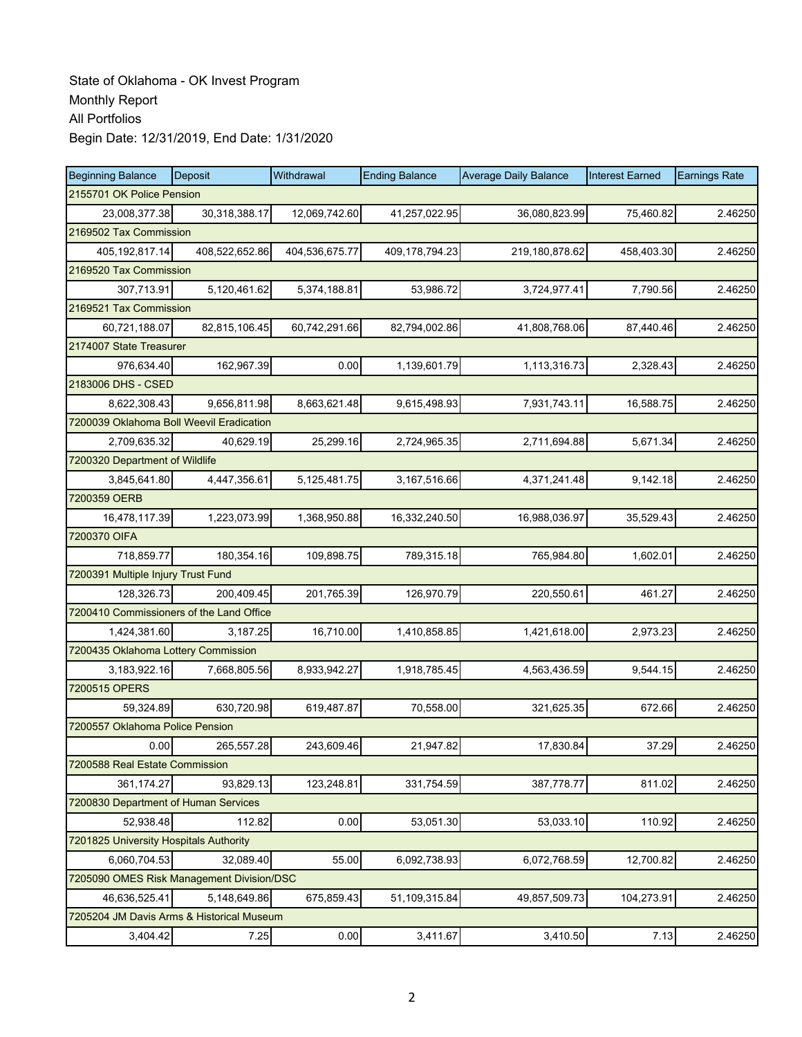State of Oklahoma - OK Invest Program
Monthly Report
All Portfolios
Begin Date: 12/31/2019, End Date: 1/31/2020

| Beginning Balance | Deposit | Withdrawal | Ending Balance | Average Daily Balance | Interest Earned | Earnings Rate |
|---|---|---|---|---|---|---|
| 2155701 OK Police Pension | | | | | | |
| 23,008,377.38 | 30,318,388.17 | 12,069,742.60 | 41,257,022.95 | 36,080,823.99 | 75,460.82 | 2.46250 |
| 2169502 Tax Commission | | | | | | |
| 405,192,817.14 | 408,522,652.86 | 404,536,675.77 | 409,178,794.23 | 219,180,878.62 | 458,403.30 | 2.46250 |
| 2169520 Tax Commission | | | | | | |
| 307,713.91 | 5,120,461.62 | 5,374,188.81 | 53,986.72 | 3,724,977.41 | 7,790.56 | 2.46250 |
| 2169521 Tax Commission | | | | | | |
| 60,721,188.07 | 82,815,106.45 | 60,742,291.66 | 82,794,002.86 | 41,808,768.06 | 87,440.46 | 2.46250 |
| 2174007 State Treasurer | | | | | | |
| 976,634.40 | 162,967.39 | 0.00 | 1,139,601.79 | 1,113,316.73 | 2,328.43 | 2.46250 |
| 2183006 DHS - CSED | | | | | | |
| 8,622,308.43 | 9,656,811.98 | 8,663,621.48 | 9,615,498.93 | 7,931,743.11 | 16,588.75 | 2.46250 |
| 7200039 Oklahoma Boll Weevil Eradication | | | | | | |
| 2,709,635.32 | 40,629.19 | 25,299.16 | 2,724,965.35 | 2,711,694.88 | 5,671.34 | 2.46250 |
| 7200320 Department of Wildlife | | | | | | |
| 3,845,641.80 | 4,447,356.61 | 5,125,481.75 | 3,167,516.66 | 4,371,241.48 | 9,142.18 | 2.46250 |
| 7200359 OERB | | | | | | |
| 16,478,117.39 | 1,223,073.99 | 1,368,950.88 | 16,332,240.50 | 16,988,036.97 | 35,529.43 | 2.46250 |
| 7200370 OIFA | | | | | | |
| 718,859.77 | 180,354.16 | 109,898.75 | 789,315.18 | 765,984.80 | 1,602.01 | 2.46250 |
| 7200391 Multiple Injury Trust Fund | | | | | | |
| 128,326.73 | 200,409.45 | 201,765.39 | 126,970.79 | 220,550.61 | 461.27 | 2.46250 |
| 7200410 Commissioners of the Land Office | | | | | | |
| 1,424,381.60 | 3,187.25 | 16,710.00 | 1,410,858.85 | 1,421,618.00 | 2,973.23 | 2.46250 |
| 7200435 Oklahoma Lottery Commission | | | | | | |
| 3,183,922.16 | 7,668,805.56 | 8,933,942.27 | 1,918,785.45 | 4,563,436.59 | 9,544.15 | 2.46250 |
| 7200515 OPERS | | | | | | |
| 59,324.89 | 630,720.98 | 619,487.87 | 70,558.00 | 321,625.35 | 672.66 | 2.46250 |
| 7200557 Oklahoma Police Pension | | | | | | |
| 0.00 | 265,557.28 | 243,609.46 | 21,947.82 | 17,830.84 | 37.29 | 2.46250 |
| 7200588 Real Estate Commission | | | | | | |
| 361,174.27 | 93,829.13 | 123,248.81 | 331,754.59 | 387,778.77 | 811.02 | 2.46250 |
| 7200830 Department of Human Services | | | | | | |
| 52,938.48 | 112.82 | 0.00 | 53,051.30 | 53,033.10 | 110.92 | 2.46250 |
| 7201825 University Hospitals Authority | | | | | | |
| 6,060,704.53 | 32,089.40 | 55.00 | 6,092,738.93 | 6,072,768.59 | 12,700.82 | 2.46250 |
| 7205090 OMES Risk Management Division/DSC | | | | | | |
| 46,636,525.41 | 5,148,649.86 | 675,859.43 | 51,109,315.84 | 49,857,509.73 | 104,273.91 | 2.46250 |
| 7205204 JM Davis Arms & Historical Museum | | | | | | |
| 3,404.42 | 7.25 | 0.00 | 3,411.67 | 3,410.50 | 7.13 | 2.46250 |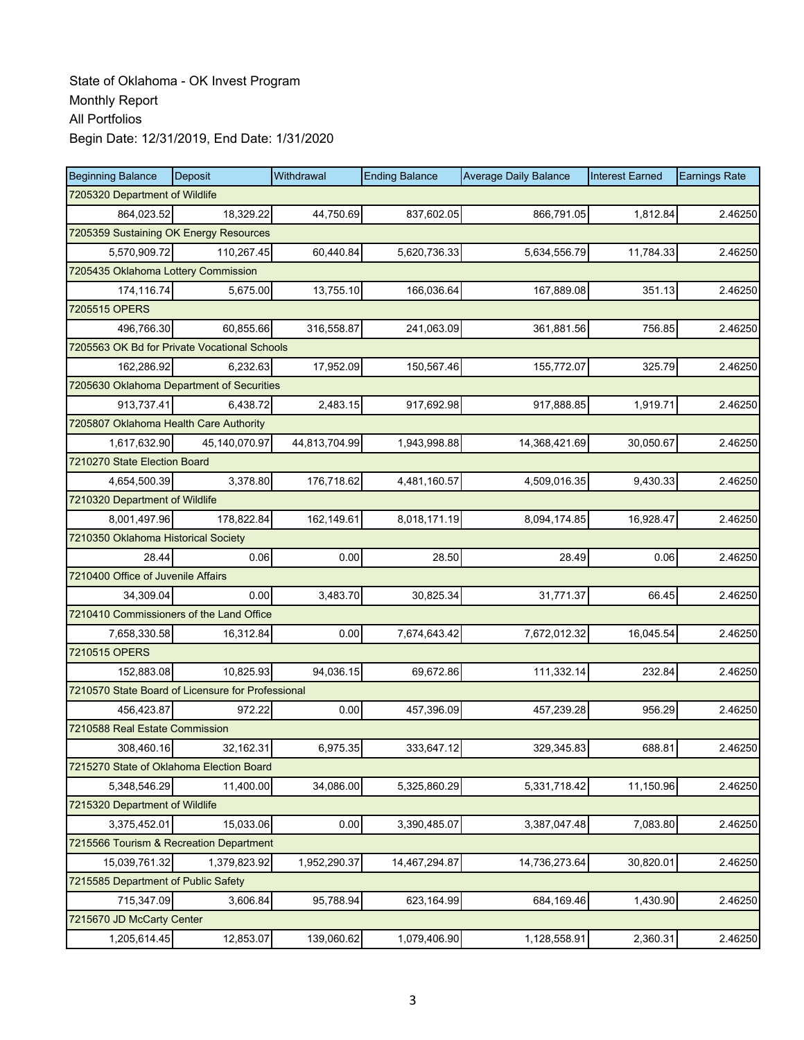State of Oklahoma - OK Invest Program
Monthly Report
All Portfolios
Begin Date: 12/31/2019, End Date: 1/31/2020

| Beginning Balance | Deposit | Withdrawal | Ending Balance | Average Daily Balance | Interest Earned | Earnings Rate |
|---|---|---|---|---|---|---|
| 7205320 Department of Wildlife | | | | | | |
| 864,023.52 | 18,329.22 | 44,750.69 | 837,602.05 | 866,791.05 | 1,812.84 | 2.46250 |
| 7205359 Sustaining OK Energy Resources | | | | | | |
| 5,570,909.72 | 110,267.45 | 60,440.84 | 5,620,736.33 | 5,634,556.79 | 11,784.33 | 2.46250 |
| 7205435 Oklahoma Lottery Commission | | | | | | |
| 174,116.74 | 5,675.00 | 13,755.10 | 166,036.64 | 167,889.08 | 351.13 | 2.46250 |
| 7205515 OPERS | | | | | | |
| 496,766.30 | 60,855.66 | 316,558.87 | 241,063.09 | 361,881.56 | 756.85 | 2.46250 |
| 7205563 OK Bd for Private Vocational Schools | | | | | | |
| 162,286.92 | 6,232.63 | 17,952.09 | 150,567.46 | 155,772.07 | 325.79 | 2.46250 |
| 7205630 Oklahoma Department of Securities | | | | | | |
| 913,737.41 | 6,438.72 | 2,483.15 | 917,692.98 | 917,888.85 | 1,919.71 | 2.46250 |
| 7205807 Oklahoma Health Care Authority | | | | | | |
| 1,617,632.90 | 45,140,070.97 | 44,813,704.99 | 1,943,998.88 | 14,368,421.69 | 30,050.67 | 2.46250 |
| 7210270 State Election Board | | | | | | |
| 4,654,500.39 | 3,378.80 | 176,718.62 | 4,481,160.57 | 4,509,016.35 | 9,430.33 | 2.46250 |
| 7210320 Department of Wildlife | | | | | | |
| 8,001,497.96 | 178,822.84 | 162,149.61 | 8,018,171.19 | 8,094,174.85 | 16,928.47 | 2.46250 |
| 7210350 Oklahoma Historical Society | | | | | | |
| 28.44 | 0.06 | 0.00 | 28.50 | 28.49 | 0.06 | 2.46250 |
| 7210400 Office of Juvenile Affairs | | | | | | |
| 34,309.04 | 0.00 | 3,483.70 | 30,825.34 | 31,771.37 | 66.45 | 2.46250 |
| 7210410 Commissioners of the Land Office | | | | | | |
| 7,658,330.58 | 16,312.84 | 0.00 | 7,674,643.42 | 7,672,012.32 | 16,045.54 | 2.46250 |
| 7210515 OPERS | | | | | | |
| 152,883.08 | 10,825.93 | 94,036.15 | 69,672.86 | 111,332.14 | 232.84 | 2.46250 |
| 7210570 State Board of Licensure for Professional | | | | | | |
| 456,423.87 | 972.22 | 0.00 | 457,396.09 | 457,239.28 | 956.29 | 2.46250 |
| 7210588 Real Estate Commission | | | | | | |
| 308,460.16 | 32,162.31 | 6,975.35 | 333,647.12 | 329,345.83 | 688.81 | 2.46250 |
| 7215270 State of Oklahoma Election Board | | | | | | |
| 5,348,546.29 | 11,400.00 | 34,086.00 | 5,325,860.29 | 5,331,718.42 | 11,150.96 | 2.46250 |
| 7215320 Department of Wildlife | | | | | | |
| 3,375,452.01 | 15,033.06 | 0.00 | 3,390,485.07 | 3,387,047.48 | 7,083.80 | 2.46250 |
| 7215566 Tourism & Recreation Department | | | | | | |
| 15,039,761.32 | 1,379,823.92 | 1,952,290.37 | 14,467,294.87 | 14,736,273.64 | 30,820.01 | 2.46250 |
| 7215585 Department of Public Safety | | | | | | |
| 715,347.09 | 3,606.84 | 95,788.94 | 623,164.99 | 684,169.46 | 1,430.90 | 2.46250 |
| 7215670 JD McCarty Center | | | | | | |
| 1,205,614.45 | 12,853.07 | 139,060.62 | 1,079,406.90 | 1,128,558.91 | 2,360.31 | 2.46250 |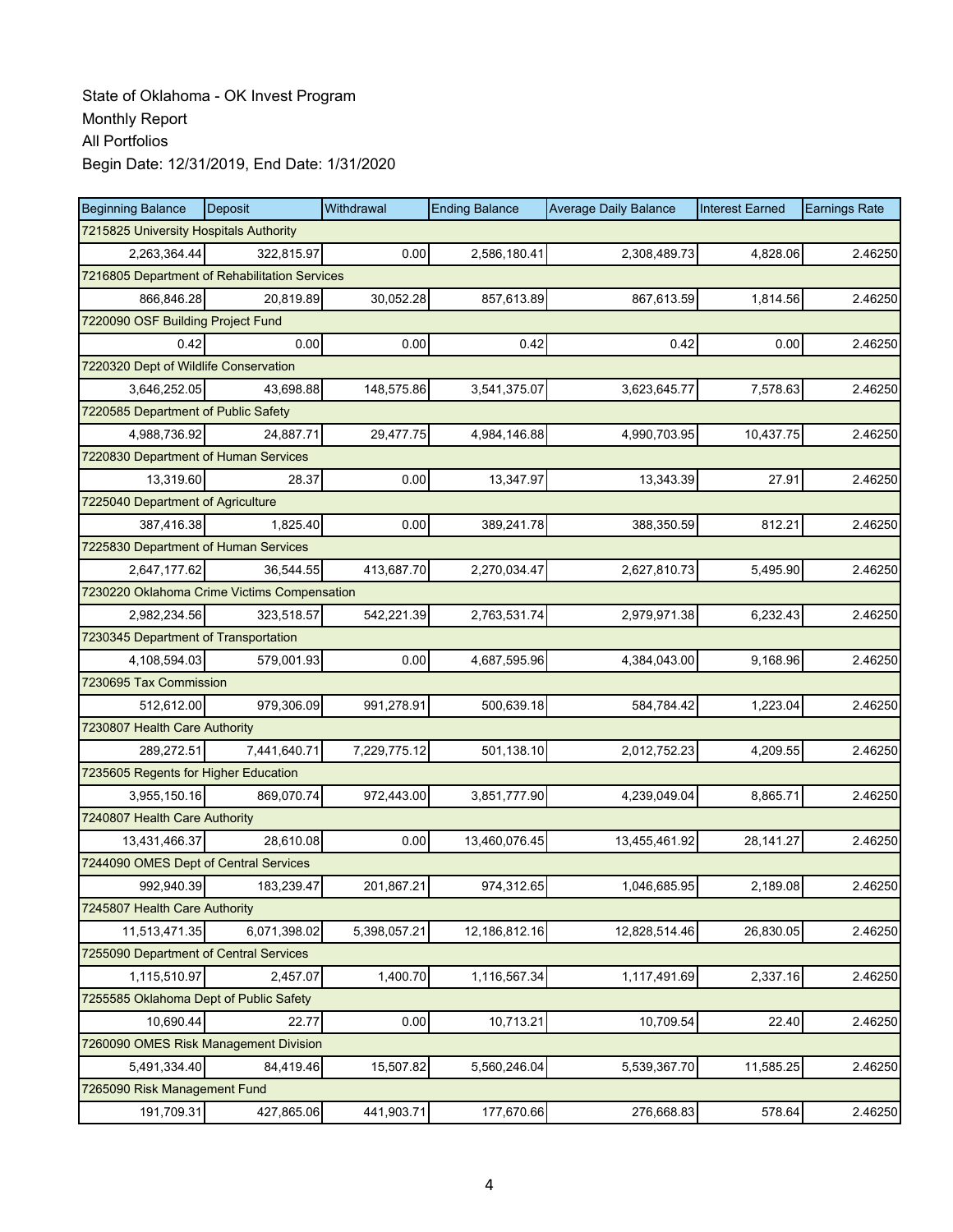State of Oklahoma - OK Invest Program
Monthly Report
All Portfolios
Begin Date: 12/31/2019, End Date: 1/31/2020

| Beginning Balance | Deposit | Withdrawal | Ending Balance | Average Daily Balance | Interest Earned | Earnings Rate |
|---|---|---|---|---|---|---|
| 7215825 University Hospitals Authority | | | | | | |
| 2,263,364.44 | 322,815.97 | 0.00 | 2,586,180.41 | 2,308,489.73 | 4,828.06 | 2.46250 |
| 7216805 Department of Rehabilitation Services | | | | | | |
| 866,846.28 | 20,819.89 | 30,052.28 | 857,613.89 | 867,613.59 | 1,814.56 | 2.46250 |
| 7220090 OSF Building Project Fund | | | | | | |
| 0.42 | 0.00 | 0.00 | 0.42 | 0.42 | 0.00 | 2.46250 |
| 7220320 Dept of Wildlife Conservation | | | | | | |
| 3,646,252.05 | 43,698.88 | 148,575.86 | 3,541,375.07 | 3,623,645.77 | 7,578.63 | 2.46250 |
| 7220585 Department of Public Safety | | | | | | |
| 4,988,736.92 | 24,887.71 | 29,477.75 | 4,984,146.88 | 4,990,703.95 | 10,437.75 | 2.46250 |
| 7220830 Department of Human Services | | | | | | |
| 13,319.60 | 28.37 | 0.00 | 13,347.97 | 13,343.39 | 27.91 | 2.46250 |
| 7225040 Department of Agriculture | | | | | | |
| 387,416.38 | 1,825.40 | 0.00 | 389,241.78 | 388,350.59 | 812.21 | 2.46250 |
| 7225830 Department of Human Services | | | | | | |
| 2,647,177.62 | 36,544.55 | 413,687.70 | 2,270,034.47 | 2,627,810.73 | 5,495.90 | 2.46250 |
| 7230220 Oklahoma Crime Victims Compensation | | | | | | |
| 2,982,234.56 | 323,518.57 | 542,221.39 | 2,763,531.74 | 2,979,971.38 | 6,232.43 | 2.46250 |
| 7230345 Department of Transportation | | | | | | |
| 4,108,594.03 | 579,001.93 | 0.00 | 4,687,595.96 | 4,384,043.00 | 9,168.96 | 2.46250 |
| 7230695 Tax Commission | | | | | | |
| 512,612.00 | 979,306.09 | 991,278.91 | 500,639.18 | 584,784.42 | 1,223.04 | 2.46250 |
| 7230807 Health Care Authority | | | | | | |
| 289,272.51 | 7,441,640.71 | 7,229,775.12 | 501,138.10 | 2,012,752.23 | 4,209.55 | 2.46250 |
| 7235605 Regents for Higher Education | | | | | | |
| 3,955,150.16 | 869,070.74 | 972,443.00 | 3,851,777.90 | 4,239,049.04 | 8,865.71 | 2.46250 |
| 7240807 Health Care Authority | | | | | | |
| 13,431,466.37 | 28,610.08 | 0.00 | 13,460,076.45 | 13,455,461.92 | 28,141.27 | 2.46250 |
| 7244090 OMES Dept of Central Services | | | | | | |
| 992,940.39 | 183,239.47 | 201,867.21 | 974,312.65 | 1,046,685.95 | 2,189.08 | 2.46250 |
| 7245807 Health Care Authority | | | | | | |
| 11,513,471.35 | 6,071,398.02 | 5,398,057.21 | 12,186,812.16 | 12,828,514.46 | 26,830.05 | 2.46250 |
| 7255090 Department of Central Services | | | | | | |
| 1,115,510.97 | 2,457.07 | 1,400.70 | 1,116,567.34 | 1,117,491.69 | 2,337.16 | 2.46250 |
| 7255585 Oklahoma Dept of Public Safety | | | | | | |
| 10,690.44 | 22.77 | 0.00 | 10,713.21 | 10,709.54 | 22.40 | 2.46250 |
| 7260090 OMES Risk Management Division | | | | | | |
| 5,491,334.40 | 84,419.46 | 15,507.82 | 5,560,246.04 | 5,539,367.70 | 11,585.25 | 2.46250 |
| 7265090 Risk Management Fund | | | | | | |
| 191,709.31 | 427,865.06 | 441,903.71 | 177,670.66 | 276,668.83 | 578.64 | 2.46250 |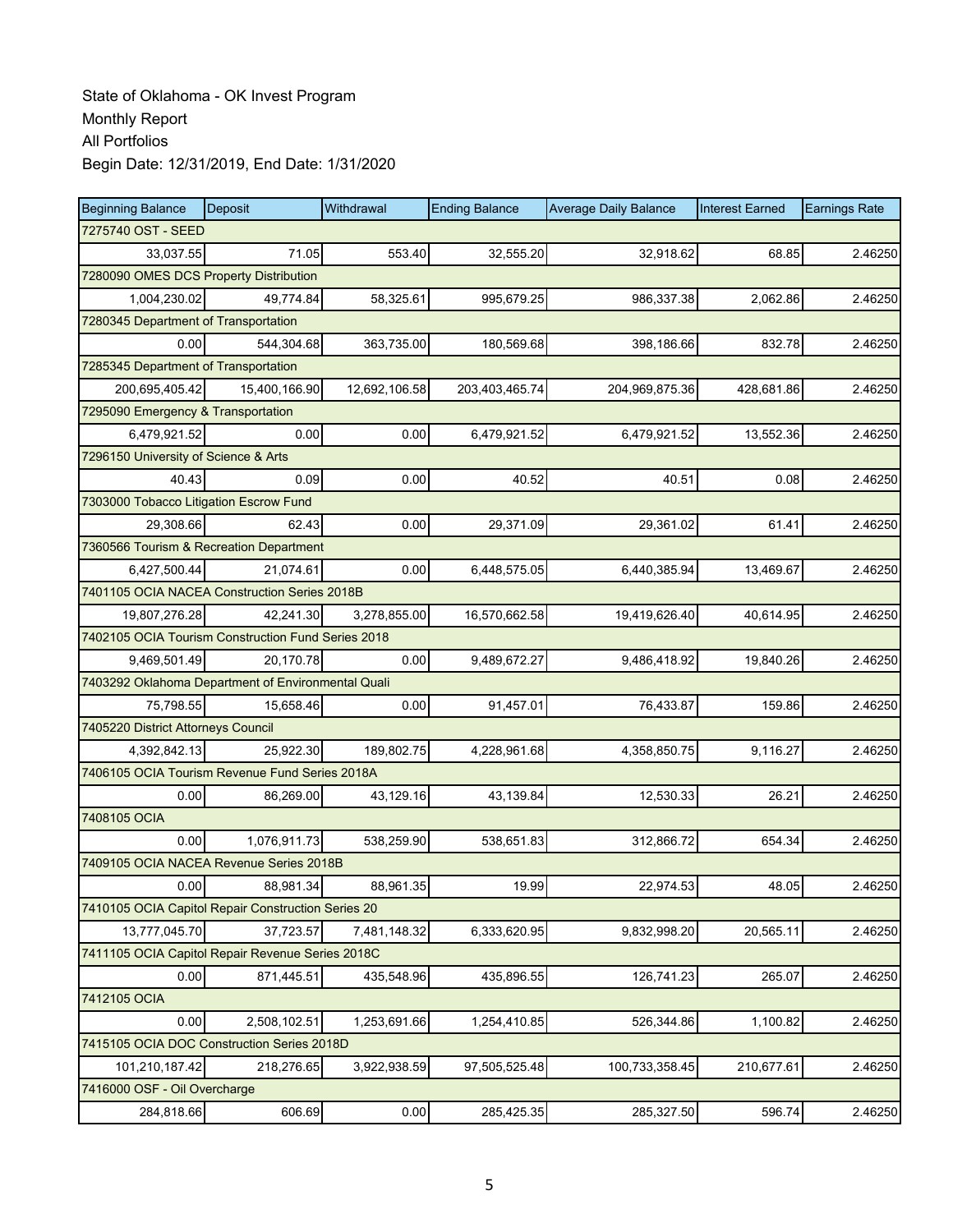State of Oklahoma - OK Invest Program
Monthly Report
All Portfolios
Begin Date: 12/31/2019, End Date: 1/31/2020

| Beginning Balance | Deposit | Withdrawal | Ending Balance | Average Daily Balance | Interest Earned | Earnings Rate |
|---|---|---|---|---|---|---|
| 7275740 OST - SEED | | | | | | |
| 33,037.55 | 71.05 | 553.40 | 32,555.20 | 32,918.62 | 68.85 | 2.46250 |
| 7280090 OMES DCS Property Distribution | | | | | | |
| 1,004,230.02 | 49,774.84 | 58,325.61 | 995,679.25 | 986,337.38 | 2,062.86 | 2.46250 |
| 7280345 Department of Transportation | | | | | | |
| 0.00 | 544,304.68 | 363,735.00 | 180,569.68 | 398,186.66 | 832.78 | 2.46250 |
| 7285345 Department of Transportation | | | | | | |
| 200,695,405.42 | 15,400,166.90 | 12,692,106.58 | 203,403,465.74 | 204,969,875.36 | 428,681.86 | 2.46250 |
| 7295090 Emergency & Transportation | | | | | | |
| 6,479,921.52 | 0.00 | 0.00 | 6,479,921.52 | 6,479,921.52 | 13,552.36 | 2.46250 |
| 7296150 University of Science & Arts | | | | | | |
| 40.43 | 0.09 | 0.00 | 40.52 | 40.51 | 0.08 | 2.46250 |
| 7303000 Tobacco Litigation Escrow Fund | | | | | | |
| 29,308.66 | 62.43 | 0.00 | 29,371.09 | 29,361.02 | 61.41 | 2.46250 |
| 7360566 Tourism & Recreation Department | | | | | | |
| 6,427,500.44 | 21,074.61 | 0.00 | 6,448,575.05 | 6,440,385.94 | 13,469.67 | 2.46250 |
| 7401105 OCIA NACEA Construction Series 2018B | | | | | | |
| 19,807,276.28 | 42,241.30 | 3,278,855.00 | 16,570,662.58 | 19,419,626.40 | 40,614.95 | 2.46250 |
| 7402105 OCIA Tourism Construction Fund Series 2018 | | | | | | |
| 9,469,501.49 | 20,170.78 | 0.00 | 9,489,672.27 | 9,486,418.92 | 19,840.26 | 2.46250 |
| 7403292 Oklahoma Department of Environmental Quali | | | | | | |
| 75,798.55 | 15,658.46 | 0.00 | 91,457.01 | 76,433.87 | 159.86 | 2.46250 |
| 7405220 District Attorneys Council | | | | | | |
| 4,392,842.13 | 25,922.30 | 189,802.75 | 4,228,961.68 | 4,358,850.75 | 9,116.27 | 2.46250 |
| 7406105 OCIA Tourism Revenue Fund Series 2018A | | | | | | |
| 0.00 | 86,269.00 | 43,129.16 | 43,139.84 | 12,530.33 | 26.21 | 2.46250 |
| 7408105 OCIA | | | | | | |
| 0.00 | 1,076,911.73 | 538,259.90 | 538,651.83 | 312,866.72 | 654.34 | 2.46250 |
| 7409105 OCIA NACEA Revenue Series 2018B | | | | | | |
| 0.00 | 88,981.34 | 88,961.35 | 19.99 | 22,974.53 | 48.05 | 2.46250 |
| 7410105 OCIA Capitol Repair Construction Series 20 | | | | | | |
| 13,777,045.70 | 37,723.57 | 7,481,148.32 | 6,333,620.95 | 9,832,998.20 | 20,565.11 | 2.46250 |
| 7411105 OCIA Capitol Repair Revenue Series 2018C | | | | | | |
| 0.00 | 871,445.51 | 435,548.96 | 435,896.55 | 126,741.23 | 265.07 | 2.46250 |
| 7412105 OCIA | | | | | | |
| 0.00 | 2,508,102.51 | 1,253,691.66 | 1,254,410.85 | 526,344.86 | 1,100.82 | 2.46250 |
| 7415105 OCIA DOC Construction Series 2018D | | | | | | |
| 101,210,187.42 | 218,276.65 | 3,922,938.59 | 97,505,525.48 | 100,733,358.45 | 210,677.61 | 2.46250 |
| 7416000 OSF - Oil Overcharge | | | | | | |
| 284,818.66 | 606.69 | 0.00 | 285,425.35 | 285,327.50 | 596.74 | 2.46250 |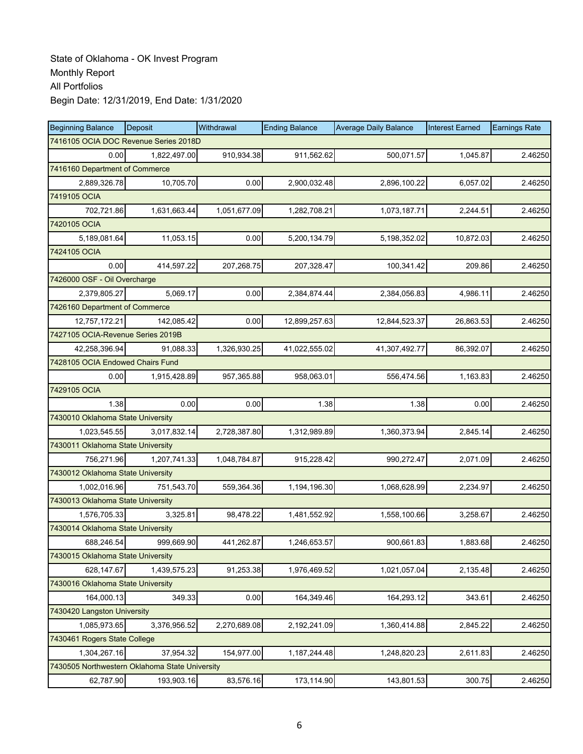State of Oklahoma - OK Invest Program
Monthly Report
All Portfolios
Begin Date: 12/31/2019, End Date: 1/31/2020

| Beginning Balance | Deposit | Withdrawal | Ending Balance | Average Daily Balance | Interest Earned | Earnings Rate |
|---|---|---|---|---|---|---|
| 7416105 OCIA DOC Revenue Series 2018D | | | | | | |
| 0.00 | 1,822,497.00 | 910,934.38 | 911,562.62 | 500,071.57 | 1,045.87 | 2.46250 |
| 7416160 Department of Commerce | | | | | | |
| 2,889,326.78 | 10,705.70 | 0.00 | 2,900,032.48 | 2,896,100.22 | 6,057.02 | 2.46250 |
| 7419105 OCIA | | | | | | |
| 702,721.86 | 1,631,663.44 | 1,051,677.09 | 1,282,708.21 | 1,073,187.71 | 2,244.51 | 2.46250 |
| 7420105 OCIA | | | | | | |
| 5,189,081.64 | 11,053.15 | 0.00 | 5,200,134.79 | 5,198,352.02 | 10,872.03 | 2.46250 |
| 7424105 OCIA | | | | | | |
| 0.00 | 414,597.22 | 207,268.75 | 207,328.47 | 100,341.42 | 209.86 | 2.46250 |
| 7426000 OSF - Oil Overcharge | | | | | | |
| 2,379,805.27 | 5,069.17 | 0.00 | 2,384,874.44 | 2,384,056.83 | 4,986.11 | 2.46250 |
| 7426160 Department of Commerce | | | | | | |
| 12,757,172.21 | 142,085.42 | 0.00 | 12,899,257.63 | 12,844,523.37 | 26,863.53 | 2.46250 |
| 7427105 OCIA-Revenue Series 2019B | | | | | | |
| 42,258,396.94 | 91,088.33 | 1,326,930.25 | 41,022,555.02 | 41,307,492.77 | 86,392.07 | 2.46250 |
| 7428105 OCIA Endowed Chairs Fund | | | | | | |
| 0.00 | 1,915,428.89 | 957,365.88 | 958,063.01 | 556,474.56 | 1,163.83 | 2.46250 |
| 7429105 OCIA | | | | | | |
| 1.38 | 0.00 | 0.00 | 1.38 | 1.38 | 0.00 | 2.46250 |
| 7430010 Oklahoma State University | | | | | | |
| 1,023,545.55 | 3,017,832.14 | 2,728,387.80 | 1,312,989.89 | 1,360,373.94 | 2,845.14 | 2.46250 |
| 7430011 Oklahoma State University | | | | | | |
| 756,271.96 | 1,207,741.33 | 1,048,784.87 | 915,228.42 | 990,272.47 | 2,071.09 | 2.46250 |
| 7430012 Oklahoma State University | | | | | | |
| 1,002,016.96 | 751,543.70 | 559,364.36 | 1,194,196.30 | 1,068,628.99 | 2,234.97 | 2.46250 |
| 7430013 Oklahoma State University | | | | | | |
| 1,576,705.33 | 3,325.81 | 98,478.22 | 1,481,552.92 | 1,558,100.66 | 3,258.67 | 2.46250 |
| 7430014 Oklahoma State University | | | | | | |
| 688,246.54 | 999,669.90 | 441,262.87 | 1,246,653.57 | 900,661.83 | 1,883.68 | 2.46250 |
| 7430015 Oklahoma State University | | | | | | |
| 628,147.67 | 1,439,575.23 | 91,253.38 | 1,976,469.52 | 1,021,057.04 | 2,135.48 | 2.46250 |
| 7430016 Oklahoma State University | | | | | | |
| 164,000.13 | 349.33 | 0.00 | 164,349.46 | 164,293.12 | 343.61 | 2.46250 |
| 7430420 Langston University | | | | | | |
| 1,085,973.65 | 3,376,956.52 | 2,270,689.08 | 2,192,241.09 | 1,360,414.88 | 2,845.22 | 2.46250 |
| 7430461 Rogers State College | | | | | | |
| 1,304,267.16 | 37,954.32 | 154,977.00 | 1,187,244.48 | 1,248,820.23 | 2,611.83 | 2.46250 |
| 7430505 Northwestern Oklahoma State University | | | | | | |
| 62,787.90 | 193,903.16 | 83,576.16 | 173,114.90 | 143,801.53 | 300.75 | 2.46250 |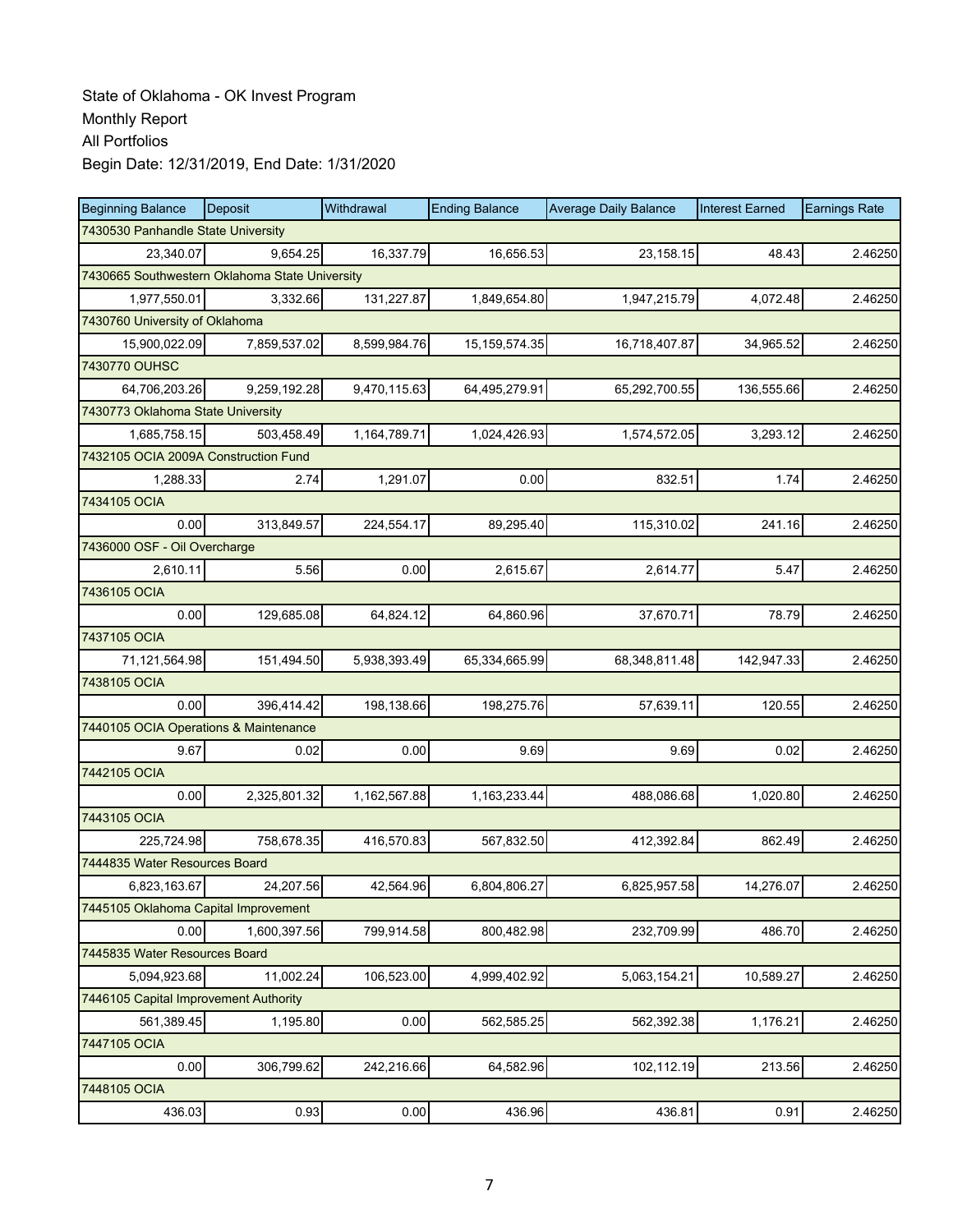State of Oklahoma - OK Invest Program
Monthly Report
All Portfolios
Begin Date: 12/31/2019, End Date: 1/31/2020

| Beginning Balance | Deposit | Withdrawal | Ending Balance | Average Daily Balance | Interest Earned | Earnings Rate |
|---|---|---|---|---|---|---|
| 7430530 Panhandle State University | | | | | | |
| 23,340.07 | 9,654.25 | 16,337.79 | 16,656.53 | 23,158.15 | 48.43 | 2.46250 |
| 7430665 Southwestern Oklahoma State University | | | | | | |
| 1,977,550.01 | 3,332.66 | 131,227.87 | 1,849,654.80 | 1,947,215.79 | 4,072.48 | 2.46250 |
| 7430760 University of Oklahoma | | | | | | |
| 15,900,022.09 | 7,859,537.02 | 8,599,984.76 | 15,159,574.35 | 16,718,407.87 | 34,965.52 | 2.46250 |
| 7430770 OUHSC | | | | | | |
| 64,706,203.26 | 9,259,192.28 | 9,470,115.63 | 64,495,279.91 | 65,292,700.55 | 136,555.66 | 2.46250 |
| 7430773 Oklahoma State University | | | | | | |
| 1,685,758.15 | 503,458.49 | 1,164,789.71 | 1,024,426.93 | 1,574,572.05 | 3,293.12 | 2.46250 |
| 7432105 OCIA 2009A Construction Fund | | | | | | |
| 1,288.33 | 2.74 | 1,291.07 | 0.00 | 832.51 | 1.74 | 2.46250 |
| 7434105 OCIA | | | | | | |
| 0.00 | 313,849.57 | 224,554.17 | 89,295.40 | 115,310.02 | 241.16 | 2.46250 |
| 7436000 OSF - Oil Overcharge | | | | | | |
| 2,610.11 | 5.56 | 0.00 | 2,615.67 | 2,614.77 | 5.47 | 2.46250 |
| 7436105 OCIA | | | | | | |
| 0.00 | 129,685.08 | 64,824.12 | 64,860.96 | 37,670.71 | 78.79 | 2.46250 |
| 7437105 OCIA | | | | | | |
| 71,121,564.98 | 151,494.50 | 5,938,393.49 | 65,334,665.99 | 68,348,811.48 | 142,947.33 | 2.46250 |
| 7438105 OCIA | | | | | | |
| 0.00 | 396,414.42 | 198,138.66 | 198,275.76 | 57,639.11 | 120.55 | 2.46250 |
| 7440105 OCIA Operations & Maintenance | | | | | | |
| 9.67 | 0.02 | 0.00 | 9.69 | 9.69 | 0.02 | 2.46250 |
| 7442105 OCIA | | | | | | |
| 0.00 | 2,325,801.32 | 1,162,567.88 | 1,163,233.44 | 488,086.68 | 1,020.80 | 2.46250 |
| 7443105 OCIA | | | | | | |
| 225,724.98 | 758,678.35 | 416,570.83 | 567,832.50 | 412,392.84 | 862.49 | 2.46250 |
| 7444835 Water Resources Board | | | | | | |
| 6,823,163.67 | 24,207.56 | 42,564.96 | 6,804,806.27 | 6,825,957.58 | 14,276.07 | 2.46250 |
| 7445105 Oklahoma Capital Improvement | | | | | | |
| 0.00 | 1,600,397.56 | 799,914.58 | 800,482.98 | 232,709.99 | 486.70 | 2.46250 |
| 7445835 Water Resources Board | | | | | | |
| 5,094,923.68 | 11,002.24 | 106,523.00 | 4,999,402.92 | 5,063,154.21 | 10,589.27 | 2.46250 |
| 7446105 Capital Improvement Authority | | | | | | |
| 561,389.45 | 1,195.80 | 0.00 | 562,585.25 | 562,392.38 | 1,176.21 | 2.46250 |
| 7447105 OCIA | | | | | | |
| 0.00 | 306,799.62 | 242,216.66 | 64,582.96 | 102,112.19 | 213.56 | 2.46250 |
| 7448105 OCIA | | | | | | |
| 436.03 | 0.93 | 0.00 | 436.96 | 436.81 | 0.91 | 2.46250 |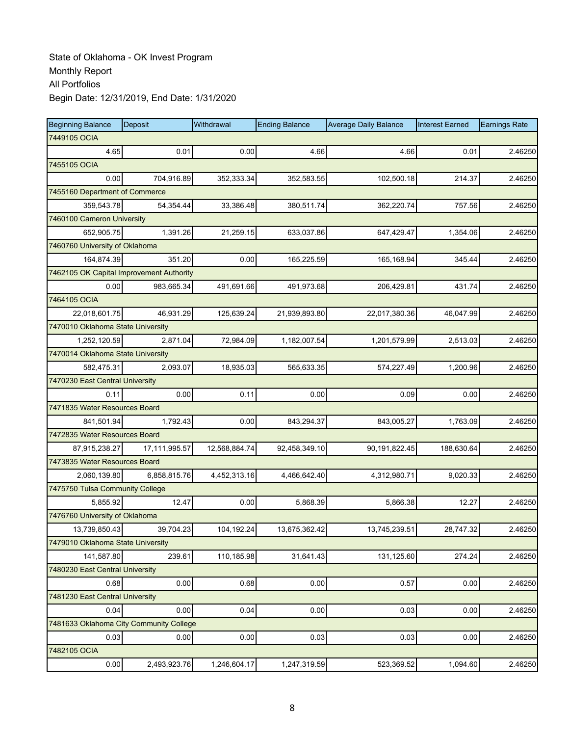State of Oklahoma - OK Invest Program
Monthly Report
All Portfolios
Begin Date: 12/31/2019, End Date: 1/31/2020

| Beginning Balance | Deposit | Withdrawal | Ending Balance | Average Daily Balance | Interest Earned | Earnings Rate |
|---|---|---|---|---|---|---|
| 7449105 OCIA | | | | | | |
| 4.65 | 0.01 | 0.00 | 4.66 | 4.66 | 0.01 | 2.46250 |
| 7455105 OCIA | | | | | | |
| 0.00 | 704,916.89 | 352,333.34 | 352,583.55 | 102,500.18 | 214.37 | 2.46250 |
| 7455160 Department of Commerce | | | | | | |
| 359,543.78 | 54,354.44 | 33,386.48 | 380,511.74 | 362,220.74 | 757.56 | 2.46250 |
| 7460100 Cameron University | | | | | | |
| 652,905.75 | 1,391.26 | 21,259.15 | 633,037.86 | 647,429.47 | 1,354.06 | 2.46250 |
| 7460760 University of Oklahoma | | | | | | |
| 164,874.39 | 351.20 | 0.00 | 165,225.59 | 165,168.94 | 345.44 | 2.46250 |
| 7462105 OK Capital Improvement Authority | | | | | | |
| 0.00 | 983,665.34 | 491,691.66 | 491,973.68 | 206,429.81 | 431.74 | 2.46250 |
| 7464105 OCIA | | | | | | |
| 22,018,601.75 | 46,931.29 | 125,639.24 | 21,939,893.80 | 22,017,380.36 | 46,047.99 | 2.46250 |
| 7470010 Oklahoma State University | | | | | | |
| 1,252,120.59 | 2,871.04 | 72,984.09 | 1,182,007.54 | 1,201,579.99 | 2,513.03 | 2.46250 |
| 7470014 Oklahoma State University | | | | | | |
| 582,475.31 | 2,093.07 | 18,935.03 | 565,633.35 | 574,227.49 | 1,200.96 | 2.46250 |
| 7470230 East Central University | | | | | | |
| 0.11 | 0.00 | 0.11 | 0.00 | 0.09 | 0.00 | 2.46250 |
| 7471835 Water Resources Board | | | | | | |
| 841,501.94 | 1,792.43 | 0.00 | 843,294.37 | 843,005.27 | 1,763.09 | 2.46250 |
| 7472835 Water Resources Board | | | | | | |
| 87,915,238.27 | 17,111,995.57 | 12,568,884.74 | 92,458,349.10 | 90,191,822.45 | 188,630.64 | 2.46250 |
| 7473835 Water Resources Board | | | | | | |
| 2,060,139.80 | 6,858,815.76 | 4,452,313.16 | 4,466,642.40 | 4,312,980.71 | 9,020.33 | 2.46250 |
| 7475750 Tulsa Community College | | | | | | |
| 5,855.92 | 12.47 | 0.00 | 5,868.39 | 5,866.38 | 12.27 | 2.46250 |
| 7476760 University of Oklahoma | | | | | | |
| 13,739,850.43 | 39,704.23 | 104,192.24 | 13,675,362.42 | 13,745,239.51 | 28,747.32 | 2.46250 |
| 7479010 Oklahoma State University | | | | | | |
| 141,587.80 | 239.61 | 110,185.98 | 31,641.43 | 131,125.60 | 274.24 | 2.46250 |
| 7480230 East Central University | | | | | | |
| 0.68 | 0.00 | 0.68 | 0.00 | 0.57 | 0.00 | 2.46250 |
| 7481230 East Central University | | | | | | |
| 0.04 | 0.00 | 0.04 | 0.00 | 0.03 | 0.00 | 2.46250 |
| 7481633 Oklahoma City Community College | | | | | | |
| 0.03 | 0.00 | 0.00 | 0.03 | 0.03 | 0.00 | 2.46250 |
| 7482105 OCIA | | | | | | |
| 0.00 | 2,493,923.76 | 1,246,604.17 | 1,247,319.59 | 523,369.52 | 1,094.60 | 2.46250 |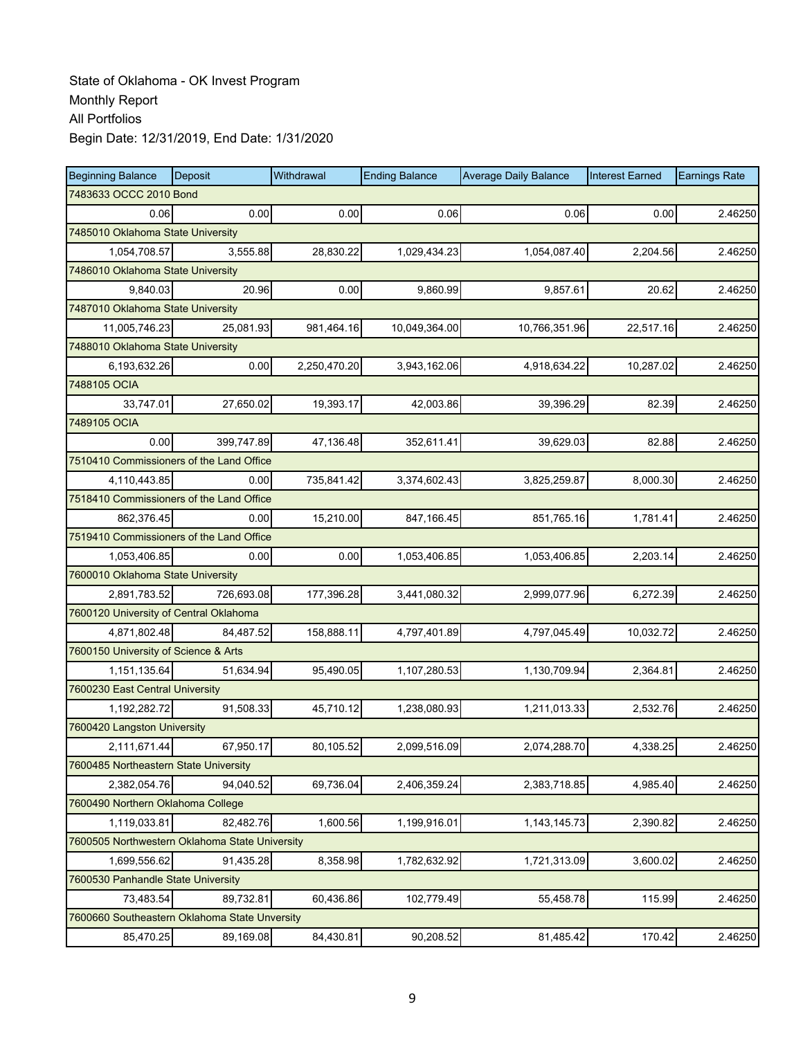State of Oklahoma - OK Invest Program
Monthly Report
All Portfolios
Begin Date: 12/31/2019, End Date: 1/31/2020

| Beginning Balance | Deposit | Withdrawal | Ending Balance | Average Daily Balance | Interest Earned | Earnings Rate |
|---|---|---|---|---|---|---|
| 7483633 OCCC 2010 Bond | | | | | | |
| 0.06 | 0.00 | 0.00 | 0.06 | 0.06 | 0.00 | 2.46250 |
| 7485010 Oklahoma State University | | | | | | |
| 1,054,708.57 | 3,555.88 | 28,830.22 | 1,029,434.23 | 1,054,087.40 | 2,204.56 | 2.46250 |
| 7486010 Oklahoma State University | | | | | | |
| 9,840.03 | 20.96 | 0.00 | 9,860.99 | 9,857.61 | 20.62 | 2.46250 |
| 7487010 Oklahoma State University | | | | | | |
| 11,005,746.23 | 25,081.93 | 981,464.16 | 10,049,364.00 | 10,766,351.96 | 22,517.16 | 2.46250 |
| 7488010 Oklahoma State University | | | | | | |
| 6,193,632.26 | 0.00 | 2,250,470.20 | 3,943,162.06 | 4,918,634.22 | 10,287.02 | 2.46250 |
| 7488105 OCIA | | | | | | |
| 33,747.01 | 27,650.02 | 19,393.17 | 42,003.86 | 39,396.29 | 82.39 | 2.46250 |
| 7489105 OCIA | | | | | | |
| 0.00 | 399,747.89 | 47,136.48 | 352,611.41 | 39,629.03 | 82.88 | 2.46250 |
| 7510410 Commissioners of the Land Office | | | | | | |
| 4,110,443.85 | 0.00 | 735,841.42 | 3,374,602.43 | 3,825,259.87 | 8,000.30 | 2.46250 |
| 7518410 Commissioners of the Land Office | | | | | | |
| 862,376.45 | 0.00 | 15,210.00 | 847,166.45 | 851,765.16 | 1,781.41 | 2.46250 |
| 7519410 Commissioners of the Land Office | | | | | | |
| 1,053,406.85 | 0.00 | 0.00 | 1,053,406.85 | 1,053,406.85 | 2,203.14 | 2.46250 |
| 7600010 Oklahoma State University | | | | | | |
| 2,891,783.52 | 726,693.08 | 177,396.28 | 3,441,080.32 | 2,999,077.96 | 6,272.39 | 2.46250 |
| 7600120 University of Central Oklahoma | | | | | | |
| 4,871,802.48 | 84,487.52 | 158,888.11 | 4,797,401.89 | 4,797,045.49 | 10,032.72 | 2.46250 |
| 7600150 University of Science & Arts | | | | | | |
| 1,151,135.64 | 51,634.94 | 95,490.05 | 1,107,280.53 | 1,130,709.94 | 2,364.81 | 2.46250 |
| 7600230 East Central University | | | | | | |
| 1,192,282.72 | 91,508.33 | 45,710.12 | 1,238,080.93 | 1,211,013.33 | 2,532.76 | 2.46250 |
| 7600420 Langston University | | | | | | |
| 2,111,671.44 | 67,950.17 | 80,105.52 | 2,099,516.09 | 2,074,288.70 | 4,338.25 | 2.46250 |
| 7600485 Northeastern State University | | | | | | |
| 2,382,054.76 | 94,040.52 | 69,736.04 | 2,406,359.24 | 2,383,718.85 | 4,985.40 | 2.46250 |
| 7600490 Northern Oklahoma College | | | | | | |
| 1,119,033.81 | 82,482.76 | 1,600.56 | 1,199,916.01 | 1,143,145.73 | 2,390.82 | 2.46250 |
| 7600505 Northwestern Oklahoma State University | | | | | | |
| 1,699,556.62 | 91,435.28 | 8,358.98 | 1,782,632.92 | 1,721,313.09 | 3,600.02 | 2.46250 |
| 7600530 Panhandle State University | | | | | | |
| 73,483.54 | 89,732.81 | 60,436.86 | 102,779.49 | 55,458.78 | 115.99 | 2.46250 |
| 7600660 Southeastern Oklahoma State Unversity | | | | | | |
| 85,470.25 | 89,169.08 | 84,430.81 | 90,208.52 | 81,485.42 | 170.42 | 2.46250 |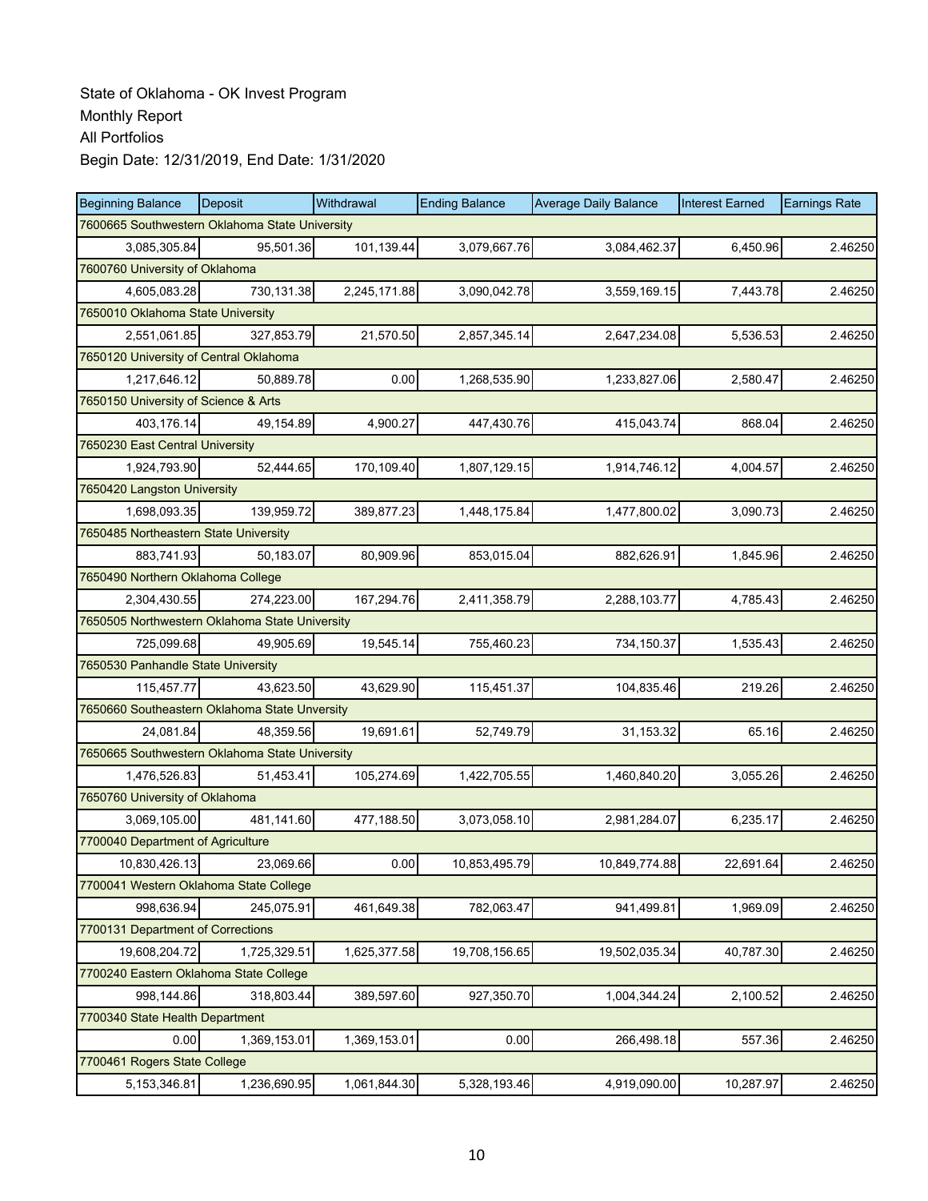State of Oklahoma - OK Invest Program

Monthly Report

All Portfolios

Begin Date: 12/31/2019, End Date: 1/31/2020

| Beginning Balance | Deposit | Withdrawal | Ending Balance | Average Daily Balance | Interest Earned | Earnings Rate |
|---|---|---|---|---|---|---|
| 7600665 Southwestern Oklahoma State University | | | | | | |
| 3,085,305.84 | 95,501.36 | 101,139.44 | 3,079,667.76 | 3,084,462.37 | 6,450.96 | 2.46250 |
| 7600760 University of Oklahoma | | | | | | |
| 4,605,083.28 | 730,131.38 | 2,245,171.88 | 3,090,042.78 | 3,559,169.15 | 7,443.78 | 2.46250 |
| 7650010 Oklahoma State University | | | | | | |
| 2,551,061.85 | 327,853.79 | 21,570.50 | 2,857,345.14 | 2,647,234.08 | 5,536.53 | 2.46250 |
| 7650120 University of Central Oklahoma | | | | | | |
| 1,217,646.12 | 50,889.78 | 0.00 | 1,268,535.90 | 1,233,827.06 | 2,580.47 | 2.46250 |
| 7650150 University of Science & Arts | | | | | | |
| 403,176.14 | 49,154.89 | 4,900.27 | 447,430.76 | 415,043.74 | 868.04 | 2.46250 |
| 7650230 East Central University | | | | | | |
| 1,924,793.90 | 52,444.65 | 170,109.40 | 1,807,129.15 | 1,914,746.12 | 4,004.57 | 2.46250 |
| 7650420 Langston University | | | | | | |
| 1,698,093.35 | 139,959.72 | 389,877.23 | 1,448,175.84 | 1,477,800.02 | 3,090.73 | 2.46250 |
| 7650485 Northeastern State University | | | | | | |
| 883,741.93 | 50,183.07 | 80,909.96 | 853,015.04 | 882,626.91 | 1,845.96 | 2.46250 |
| 7650490 Northern Oklahoma College | | | | | | |
| 2,304,430.55 | 274,223.00 | 167,294.76 | 2,411,358.79 | 2,288,103.77 | 4,785.43 | 2.46250 |
| 7650505 Northwestern Oklahoma State University | | | | | | |
| 725,099.68 | 49,905.69 | 19,545.14 | 755,460.23 | 734,150.37 | 1,535.43 | 2.46250 |
| 7650530 Panhandle State University | | | | | | |
| 115,457.77 | 43,623.50 | 43,629.90 | 115,451.37 | 104,835.46 | 219.26 | 2.46250 |
| 7650660 Southeastern Oklahoma State Unversity | | | | | | |
| 24,081.84 | 48,359.56 | 19,691.61 | 52,749.79 | 31,153.32 | 65.16 | 2.46250 |
| 7650665 Southwestern Oklahoma State University | | | | | | |
| 1,476,526.83 | 51,453.41 | 105,274.69 | 1,422,705.55 | 1,460,840.20 | 3,055.26 | 2.46250 |
| 7650760 University of Oklahoma | | | | | | |
| 3,069,105.00 | 481,141.60 | 477,188.50 | 3,073,058.10 | 2,981,284.07 | 6,235.17 | 2.46250 |
| 7700040 Department of Agriculture | | | | | | |
| 10,830,426.13 | 23,069.66 | 0.00 | 10,853,495.79 | 10,849,774.88 | 22,691.64 | 2.46250 |
| 7700041 Western Oklahoma State College | | | | | | |
| 998,636.94 | 245,075.91 | 461,649.38 | 782,063.47 | 941,499.81 | 1,969.09 | 2.46250 |
| 7700131 Department of Corrections | | | | | | |
| 19,608,204.72 | 1,725,329.51 | 1,625,377.58 | 19,708,156.65 | 19,502,035.34 | 40,787.30 | 2.46250 |
| 7700240 Eastern Oklahoma State College | | | | | | |
| 998,144.86 | 318,803.44 | 389,597.60 | 927,350.70 | 1,004,344.24 | 2,100.52 | 2.46250 |
| 7700340 State Health Department | | | | | | |
| 0.00 | 1,369,153.01 | 1,369,153.01 | 0.00 | 266,498.18 | 557.36 | 2.46250 |
| 7700461 Rogers State College | | | | | | |
| 5,153,346.81 | 1,236,690.95 | 1,061,844.30 | 5,328,193.46 | 4,919,090.00 | 10,287.97 | 2.46250 |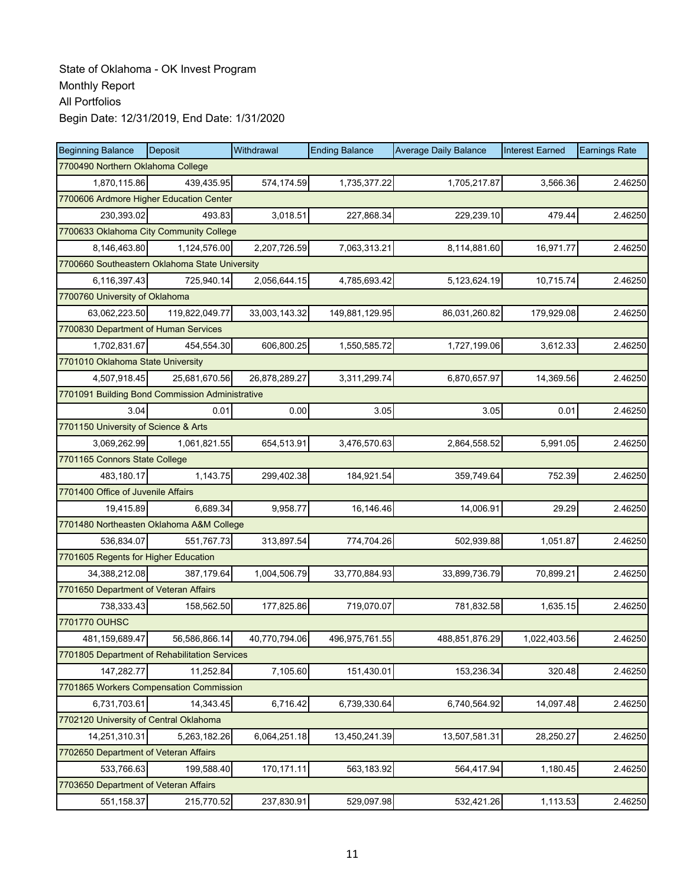State of Oklahoma - OK Invest Program
Monthly Report
All Portfolios
Begin Date: 12/31/2019, End Date: 1/31/2020

| Beginning Balance | Deposit | Withdrawal | Ending Balance | Average Daily Balance | Interest Earned | Earnings Rate |
|---|---|---|---|---|---|---|
| 7700490 Northern Oklahoma College | | | | | | |
| 1,870,115.86 | 439,435.95 | 574,174.59 | 1,735,377.22 | 1,705,217.87 | 3,566.36 | 2.46250 |
| 7700606 Ardmore Higher Education Center | | | | | | |
| 230,393.02 | 493.83 | 3,018.51 | 227,868.34 | 229,239.10 | 479.44 | 2.46250 |
| 7700633 Oklahoma City Community College | | | | | | |
| 8,146,463.80 | 1,124,576.00 | 2,207,726.59 | 7,063,313.21 | 8,114,881.60 | 16,971.77 | 2.46250 |
| 7700660 Southeastern Oklahoma State University | | | | | | |
| 6,116,397.43 | 725,940.14 | 2,056,644.15 | 4,785,693.42 | 5,123,624.19 | 10,715.74 | 2.46250 |
| 7700760 University of Oklahoma | | | | | | |
| 63,062,223.50 | 119,822,049.77 | 33,003,143.32 | 149,881,129.95 | 86,031,260.82 | 179,929.08 | 2.46250 |
| 7700830 Department of Human Services | | | | | | |
| 1,702,831.67 | 454,554.30 | 606,800.25 | 1,550,585.72 | 1,727,199.06 | 3,612.33 | 2.46250 |
| 7701010 Oklahoma State University | | | | | | |
| 4,507,918.45 | 25,681,670.56 | 26,878,289.27 | 3,311,299.74 | 6,870,657.97 | 14,369.56 | 2.46250 |
| 7701091 Building Bond Commission Administrative | | | | | | |
| 3.04 | 0.01 | 0.00 | 3.05 | 3.05 | 0.01 | 2.46250 |
| 7701150 University of Science & Arts | | | | | | |
| 3,069,262.99 | 1,061,821.55 | 654,513.91 | 3,476,570.63 | 2,864,558.52 | 5,991.05 | 2.46250 |
| 7701165 Connors State College | | | | | | |
| 483,180.17 | 1,143.75 | 299,402.38 | 184,921.54 | 359,749.64 | 752.39 | 2.46250 |
| 7701400 Office of Juvenile Affairs | | | | | | |
| 19,415.89 | 6,689.34 | 9,958.77 | 16,146.46 | 14,006.91 | 29.29 | 2.46250 |
| 7701480 Northeasten Oklahoma A&M College | | | | | | |
| 536,834.07 | 551,767.73 | 313,897.54 | 774,704.26 | 502,939.88 | 1,051.87 | 2.46250 |
| 7701605 Regents for Higher Education | | | | | | |
| 34,388,212.08 | 387,179.64 | 1,004,506.79 | 33,770,884.93 | 33,899,736.79 | 70,899.21 | 2.46250 |
| 7701650 Department of Veteran Affairs | | | | | | |
| 738,333.43 | 158,562.50 | 177,825.86 | 719,070.07 | 781,832.58 | 1,635.15 | 2.46250 |
| 7701770 OUHSC | | | | | | |
| 481,159,689.47 | 56,586,866.14 | 40,770,794.06 | 496,975,761.55 | 488,851,876.29 | 1,022,403.56 | 2.46250 |
| 7701805 Department of Rehabilitation Services | | | | | | |
| 147,282.77 | 11,252.84 | 7,105.60 | 151,430.01 | 153,236.34 | 320.48 | 2.46250 |
| 7701865 Workers Compensation Commission | | | | | | |
| 6,731,703.61 | 14,343.45 | 6,716.42 | 6,739,330.64 | 6,740,564.92 | 14,097.48 | 2.46250 |
| 7702120 University of Central Oklahoma | | | | | | |
| 14,251,310.31 | 5,263,182.26 | 6,064,251.18 | 13,450,241.39 | 13,507,581.31 | 28,250.27 | 2.46250 |
| 7702650 Department of Veteran Affairs | | | | | | |
| 533,766.63 | 199,588.40 | 170,171.11 | 563,183.92 | 564,417.94 | 1,180.45 | 2.46250 |
| 7703650 Department of Veteran Affairs | | | | | | |
| 551,158.37 | 215,770.52 | 237,830.91 | 529,097.98 | 532,421.26 | 1,113.53 | 2.46250 |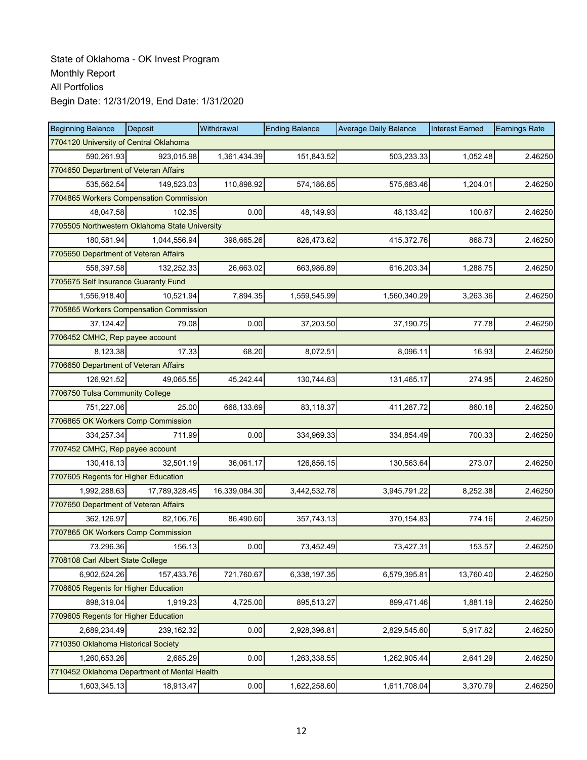State of Oklahoma - OK Invest Program
Monthly Report
All Portfolios
Begin Date: 12/31/2019, End Date: 1/31/2020

| Beginning Balance | Deposit | Withdrawal | Ending Balance | Average Daily Balance | Interest Earned | Earnings Rate |
|---|---|---|---|---|---|---|
| 7704120 University of Central Oklahoma | | | | | | |
| 590,261.93 | 923,015.98 | 1,361,434.39 | 151,843.52 | 503,233.33 | 1,052.48 | 2.46250 |
| 7704650 Department of Veteran Affairs | | | | | | |
| 535,562.54 | 149,523.03 | 110,898.92 | 574,186.65 | 575,683.46 | 1,204.01 | 2.46250 |
| 7704865 Workers Compensation Commission | | | | | | |
| 48,047.58 | 102.35 | 0.00 | 48,149.93 | 48,133.42 | 100.67 | 2.46250 |
| 7705505 Northwestern Oklahoma State University | | | | | | |
| 180,581.94 | 1,044,556.94 | 398,665.26 | 826,473.62 | 415,372.76 | 868.73 | 2.46250 |
| 7705650 Department of Veteran Affairs | | | | | | |
| 558,397.58 | 132,252.33 | 26,663.02 | 663,986.89 | 616,203.34 | 1,288.75 | 2.46250 |
| 7705675 Self Insurance Guaranty Fund | | | | | | |
| 1,556,918.40 | 10,521.94 | 7,894.35 | 1,559,545.99 | 1,560,340.29 | 3,263.36 | 2.46250 |
| 7705865 Workers Compensation Commission | | | | | | |
| 37,124.42 | 79.08 | 0.00 | 37,203.50 | 37,190.75 | 77.78 | 2.46250 |
| 7706452 CMHC, Rep payee account | | | | | | |
| 8,123.38 | 17.33 | 68.20 | 8,072.51 | 8,096.11 | 16.93 | 2.46250 |
| 7706650 Department of Veteran Affairs | | | | | | |
| 126,921.52 | 49,065.55 | 45,242.44 | 130,744.63 | 131,465.17 | 274.95 | 2.46250 |
| 7706750 Tulsa Community College | | | | | | |
| 751,227.06 | 25.00 | 668,133.69 | 83,118.37 | 411,287.72 | 860.18 | 2.46250 |
| 7706865 OK Workers Comp Commission | | | | | | |
| 334,257.34 | 711.99 | 0.00 | 334,969.33 | 334,854.49 | 700.33 | 2.46250 |
| 7707452 CMHC, Rep payee account | | | | | | |
| 130,416.13 | 32,501.19 | 36,061.17 | 126,856.15 | 130,563.64 | 273.07 | 2.46250 |
| 7707605 Regents for Higher Education | | | | | | |
| 1,992,288.63 | 17,789,328.45 | 16,339,084.30 | 3,442,532.78 | 3,945,791.22 | 8,252.38 | 2.46250 |
| 7707650 Department of Veteran Affairs | | | | | | |
| 362,126.97 | 82,106.76 | 86,490.60 | 357,743.13 | 370,154.83 | 774.16 | 2.46250 |
| 7707865 OK Workers Comp Commission | | | | | | |
| 73,296.36 | 156.13 | 0.00 | 73,452.49 | 73,427.31 | 153.57 | 2.46250 |
| 7708108 Carl Albert State College | | | | | | |
| 6,902,524.26 | 157,433.76 | 721,760.67 | 6,338,197.35 | 6,579,395.81 | 13,760.40 | 2.46250 |
| 7708605 Regents for Higher Education | | | | | | |
| 898,319.04 | 1,919.23 | 4,725.00 | 895,513.27 | 899,471.46 | 1,881.19 | 2.46250 |
| 7709605 Regents for Higher Education | | | | | | |
| 2,689,234.49 | 239,162.32 | 0.00 | 2,928,396.81 | 2,829,545.60 | 5,917.82 | 2.46250 |
| 7710350 Oklahoma Historical Society | | | | | | |
| 1,260,653.26 | 2,685.29 | 0.00 | 1,263,338.55 | 1,262,905.44 | 2,641.29 | 2.46250 |
| 7710452 Oklahoma Department of Mental Health | | | | | | |
| 1,603,345.13 | 18,913.47 | 0.00 | 1,622,258.60 | 1,611,708.04 | 3,370.79 | 2.46250 |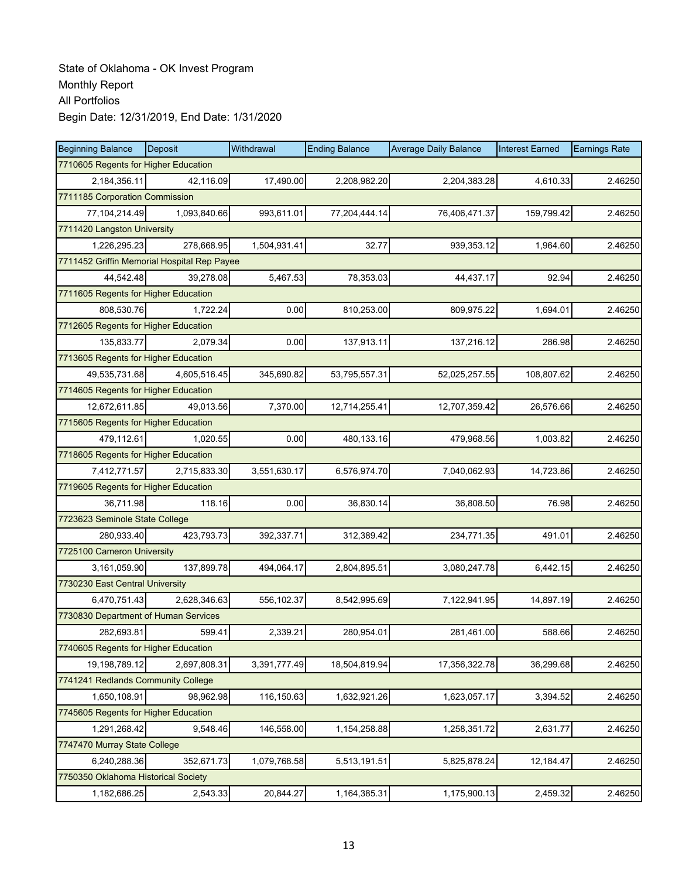State of Oklahoma - OK Invest Program
Monthly Report
All Portfolios
Begin Date: 12/31/2019, End Date: 1/31/2020

| Beginning Balance | Deposit | Withdrawal | Ending Balance | Average Daily Balance | Interest Earned | Earnings Rate |
|---|---|---|---|---|---|---|
| 7710605 Regents for Higher Education | | | | | | |
| 2,184,356.11 | 42,116.09 | 17,490.00 | 2,208,982.20 | 2,204,383.28 | 4,610.33 | 2.46250 |
| 7711185 Corporation Commission | | | | | | |
| 77,104,214.49 | 1,093,840.66 | 993,611.01 | 77,204,444.14 | 76,406,471.37 | 159,799.42 | 2.46250 |
| 7711420 Langston University | | | | | | |
| 1,226,295.23 | 278,668.95 | 1,504,931.41 | 32.77 | 939,353.12 | 1,964.60 | 2.46250 |
| 7711452 Griffin Memorial Hospital Rep Payee | | | | | | |
| 44,542.48 | 39,278.08 | 5,467.53 | 78,353.03 | 44,437.17 | 92.94 | 2.46250 |
| 7711605 Regents for Higher Education | | | | | | |
| 808,530.76 | 1,722.24 | 0.00 | 810,253.00 | 809,975.22 | 1,694.01 | 2.46250 |
| 7712605 Regents for Higher Education | | | | | | |
| 135,833.77 | 2,079.34 | 0.00 | 137,913.11 | 137,216.12 | 286.98 | 2.46250 |
| 7713605 Regents for Higher Education | | | | | | |
| 49,535,731.68 | 4,605,516.45 | 345,690.82 | 53,795,557.31 | 52,025,257.55 | 108,807.62 | 2.46250 |
| 7714605 Regents for Higher Education | | | | | | |
| 12,672,611.85 | 49,013.56 | 7,370.00 | 12,714,255.41 | 12,707,359.42 | 26,576.66 | 2.46250 |
| 7715605 Regents for Higher Education | | | | | | |
| 479,112.61 | 1,020.55 | 0.00 | 480,133.16 | 479,968.56 | 1,003.82 | 2.46250 |
| 7718605 Regents for Higher Education | | | | | | |
| 7,412,771.57 | 2,715,833.30 | 3,551,630.17 | 6,576,974.70 | 7,040,062.93 | 14,723.86 | 2.46250 |
| 7719605 Regents for Higher Education | | | | | | |
| 36,711.98 | 118.16 | 0.00 | 36,830.14 | 36,808.50 | 76.98 | 2.46250 |
| 7723623 Seminole State College | | | | | | |
| 280,933.40 | 423,793.73 | 392,337.71 | 312,389.42 | 234,771.35 | 491.01 | 2.46250 |
| 7725100 Cameron University | | | | | | |
| 3,161,059.90 | 137,899.78 | 494,064.17 | 2,804,895.51 | 3,080,247.78 | 6,442.15 | 2.46250 |
| 7730230 East Central University | | | | | | |
| 6,470,751.43 | 2,628,346.63 | 556,102.37 | 8,542,995.69 | 7,122,941.95 | 14,897.19 | 2.46250 |
| 7730830 Department of Human Services | | | | | | |
| 282,693.81 | 599.41 | 2,339.21 | 280,954.01 | 281,461.00 | 588.66 | 2.46250 |
| 7740605 Regents for Higher Education | | | | | | |
| 19,198,789.12 | 2,697,808.31 | 3,391,777.49 | 18,504,819.94 | 17,356,322.78 | 36,299.68 | 2.46250 |
| 7741241 Redlands Community College | | | | | | |
| 1,650,108.91 | 98,962.98 | 116,150.63 | 1,632,921.26 | 1,623,057.17 | 3,394.52 | 2.46250 |
| 7745605 Regents for Higher Education | | | | | | |
| 1,291,268.42 | 9,548.46 | 146,558.00 | 1,154,258.88 | 1,258,351.72 | 2,631.77 | 2.46250 |
| 7747470 Murray State College | | | | | | |
| 6,240,288.36 | 352,671.73 | 1,079,768.58 | 5,513,191.51 | 5,825,878.24 | 12,184.47 | 2.46250 |
| 7750350 Oklahoma Historical Society | | | | | | |
| 1,182,686.25 | 2,543.33 | 20,844.27 | 1,164,385.31 | 1,175,900.13 | 2,459.32 | 2.46250 |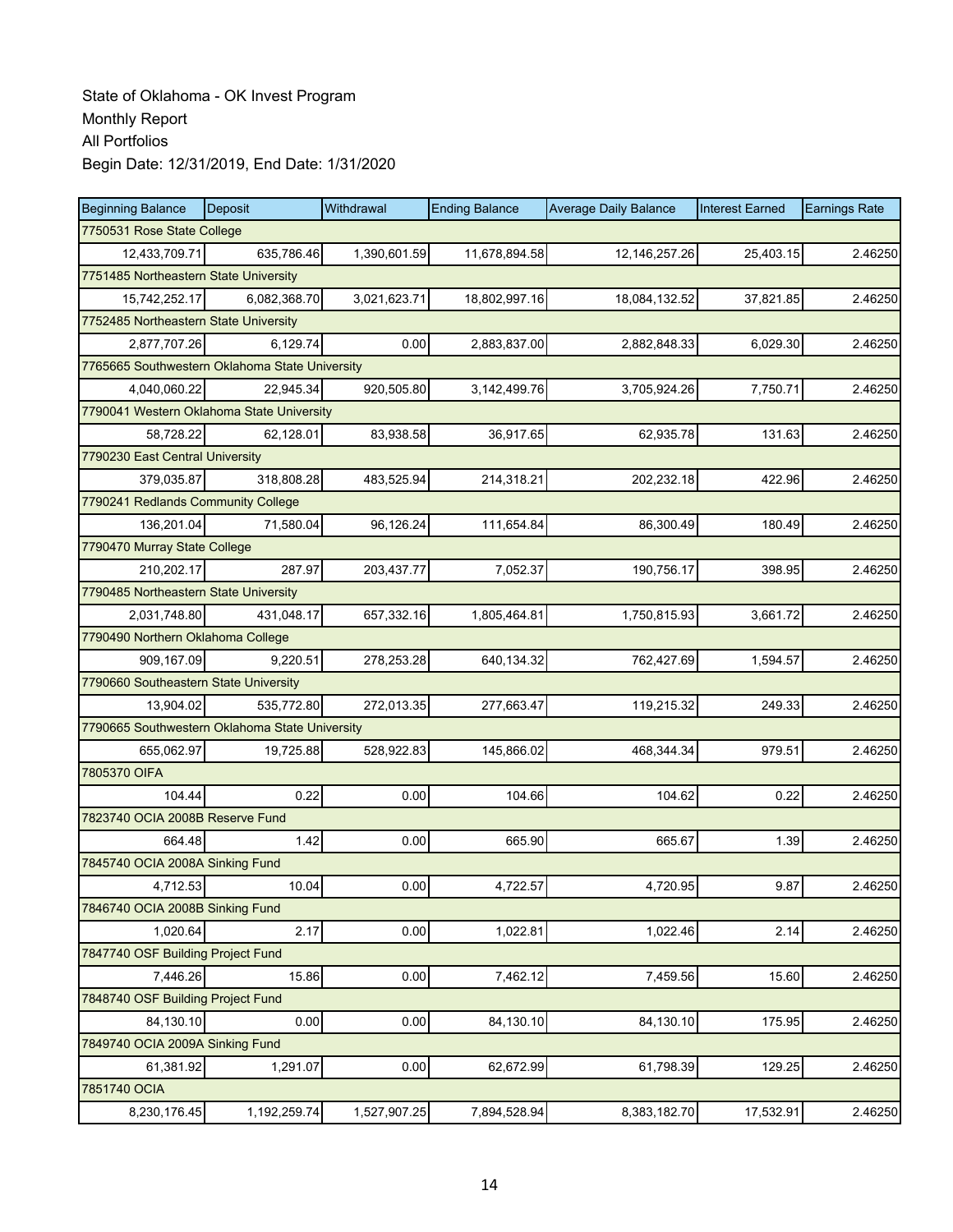State of Oklahoma - OK Invest Program
Monthly Report
All Portfolios
Begin Date: 12/31/2019, End Date: 1/31/2020

| Beginning Balance | Deposit | Withdrawal | Ending Balance | Average Daily Balance | Interest Earned | Earnings Rate |
|---|---|---|---|---|---|---|
| 7750531 Rose State College | | | | | | |
| 12,433,709.71 | 635,786.46 | 1,390,601.59 | 11,678,894.58 | 12,146,257.26 | 25,403.15 | 2.46250 |
| 7751485 Northeastern State University | | | | | | |
| 15,742,252.17 | 6,082,368.70 | 3,021,623.71 | 18,802,997.16 | 18,084,132.52 | 37,821.85 | 2.46250 |
| 7752485 Northeastern State University | | | | | | |
| 2,877,707.26 | 6,129.74 | 0.00 | 2,883,837.00 | 2,882,848.33 | 6,029.30 | 2.46250 |
| 7765665 Southwestern Oklahoma State University | | | | | | |
| 4,040,060.22 | 22,945.34 | 920,505.80 | 3,142,499.76 | 3,705,924.26 | 7,750.71 | 2.46250 |
| 7790041 Western Oklahoma State University | | | | | | |
| 58,728.22 | 62,128.01 | 83,938.58 | 36,917.65 | 62,935.78 | 131.63 | 2.46250 |
| 7790230 East Central University | | | | | | |
| 379,035.87 | 318,808.28 | 483,525.94 | 214,318.21 | 202,232.18 | 422.96 | 2.46250 |
| 7790241 Redlands Community College | | | | | | |
| 136,201.04 | 71,580.04 | 96,126.24 | 111,654.84 | 86,300.49 | 180.49 | 2.46250 |
| 7790470 Murray State College | | | | | | |
| 210,202.17 | 287.97 | 203,437.77 | 7,052.37 | 190,756.17 | 398.95 | 2.46250 |
| 7790485 Northeastern State University | | | | | | |
| 2,031,748.80 | 431,048.17 | 657,332.16 | 1,805,464.81 | 1,750,815.93 | 3,661.72 | 2.46250 |
| 7790490 Northern Oklahoma College | | | | | | |
| 909,167.09 | 9,220.51 | 278,253.28 | 640,134.32 | 762,427.69 | 1,594.57 | 2.46250 |
| 7790660 Southeastern State University | | | | | | |
| 13,904.02 | 535,772.80 | 272,013.35 | 277,663.47 | 119,215.32 | 249.33 | 2.46250 |
| 7790665 Southwestern Oklahoma State University | | | | | | |
| 655,062.97 | 19,725.88 | 528,922.83 | 145,866.02 | 468,344.34 | 979.51 | 2.46250 |
| 7805370 OIFA | | | | | | |
| 104.44 | 0.22 | 0.00 | 104.66 | 104.62 | 0.22 | 2.46250 |
| 7823740 OCIA 2008B Reserve Fund | | | | | | |
| 664.48 | 1.42 | 0.00 | 665.90 | 665.67 | 1.39 | 2.46250 |
| 7845740 OCIA 2008A Sinking Fund | | | | | | |
| 4,712.53 | 10.04 | 0.00 | 4,722.57 | 4,720.95 | 9.87 | 2.46250 |
| 7846740 OCIA 2008B Sinking Fund | | | | | | |
| 1,020.64 | 2.17 | 0.00 | 1,022.81 | 1,022.46 | 2.14 | 2.46250 |
| 7847740 OSF Building Project Fund | | | | | | |
| 7,446.26 | 15.86 | 0.00 | 7,462.12 | 7,459.56 | 15.60 | 2.46250 |
| 7848740 OSF Building Project Fund | | | | | | |
| 84,130.10 | 0.00 | 0.00 | 84,130.10 | 84,130.10 | 175.95 | 2.46250 |
| 7849740 OCIA 2009A Sinking Fund | | | | | | |
| 61,381.92 | 1,291.07 | 0.00 | 62,672.99 | 61,798.39 | 129.25 | 2.46250 |
| 7851740 OCIA | | | | | | |
| 8,230,176.45 | 1,192,259.74 | 1,527,907.25 | 7,894,528.94 | 8,383,182.70 | 17,532.91 | 2.46250 |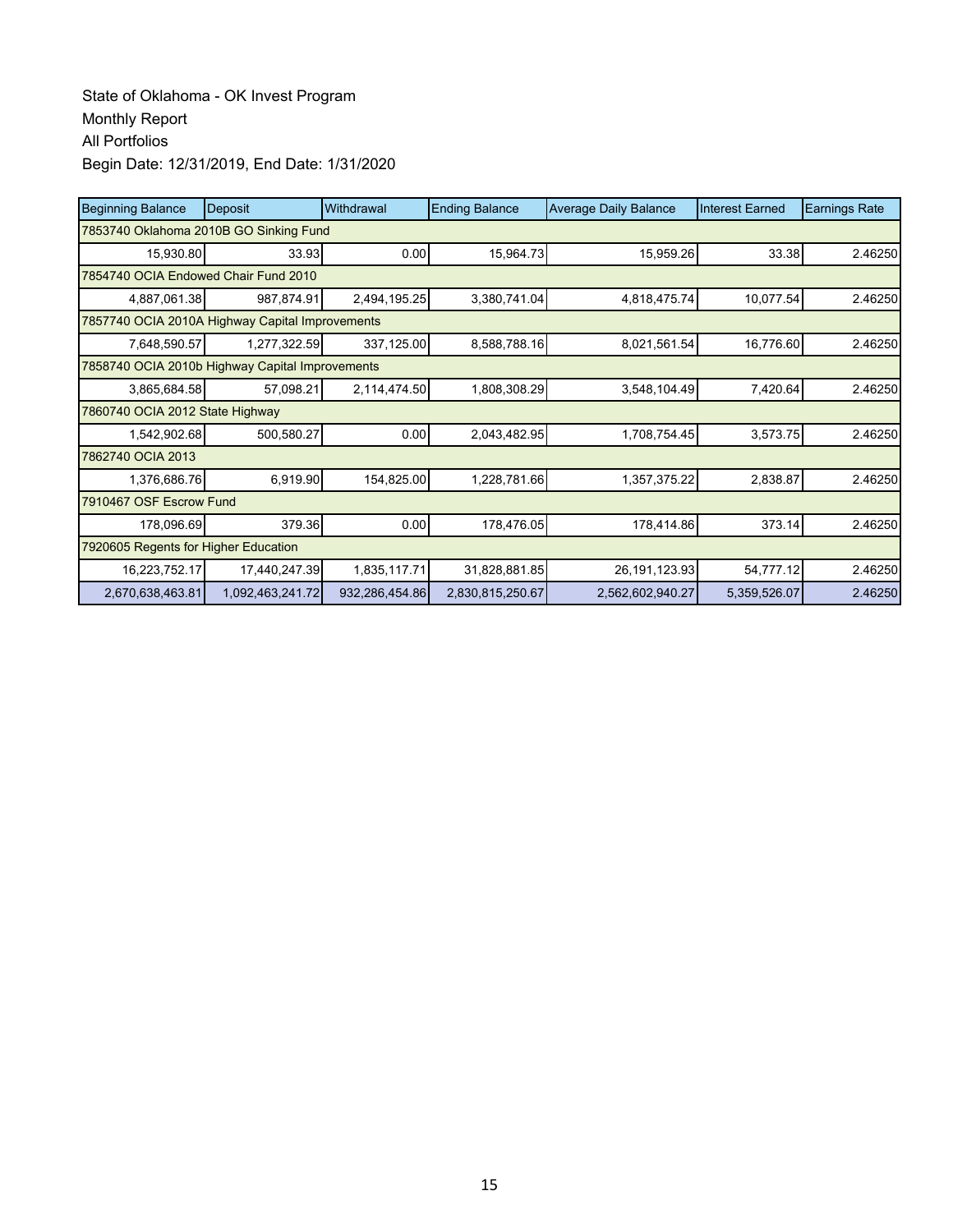State of Oklahoma - OK Invest Program

Monthly Report

All Portfolios

Begin Date: 12/31/2019, End Date: 1/31/2020

| Beginning Balance | Deposit | Withdrawal | Ending Balance | Average Daily Balance | Interest Earned | Earnings Rate |
|---|---|---|---|---|---|---|
| 7853740 Oklahoma 2010B GO Sinking Fund | | | | | | |
| 15,930.80 | 33.93 | 0.00 | 15,964.73 | 15,959.26 | 33.38 | 2.46250 |
| 7854740 OCIA Endowed Chair Fund 2010 | | | | | | |
| 4,887,061.38 | 987,874.91 | 2,494,195.25 | 3,380,741.04 | 4,818,475.74 | 10,077.54 | 2.46250 |
| 7857740 OCIA 2010A Highway Capital Improvements | | | | | | |
| 7,648,590.57 | 1,277,322.59 | 337,125.00 | 8,588,788.16 | 8,021,561.54 | 16,776.60 | 2.46250 |
| 7858740 OCIA 2010b Highway Capital Improvements | | | | | | |
| 3,865,684.58 | 57,098.21 | 2,114,474.50 | 1,808,308.29 | 3,548,104.49 | 7,420.64 | 2.46250 |
| 7860740 OCIA 2012 State Highway | | | | | | |
| 1,542,902.68 | 500,580.27 | 0.00 | 2,043,482.95 | 1,708,754.45 | 3,573.75 | 2.46250 |
| 7862740 OCIA 2013 | | | | | | |
| 1,376,686.76 | 6,919.90 | 154,825.00 | 1,228,781.66 | 1,357,375.22 | 2,838.87 | 2.46250 |
| 7910467 OSF Escrow Fund | | | | | | |
| 178,096.69 | 379.36 | 0.00 | 178,476.05 | 178,414.86 | 373.14 | 2.46250 |
| 7920605 Regents for Higher Education | | | | | | |
| 16,223,752.17 | 17,440,247.39 | 1,835,117.71 | 31,828,881.85 | 26,191,123.93 | 54,777.12 | 2.46250 |
| 2,670,638,463.81 | 1,092,463,241.72 | 932,286,454.86 | 2,830,815,250.67 | 2,562,602,940.27 | 5,359,526.07 | 2.46250 |